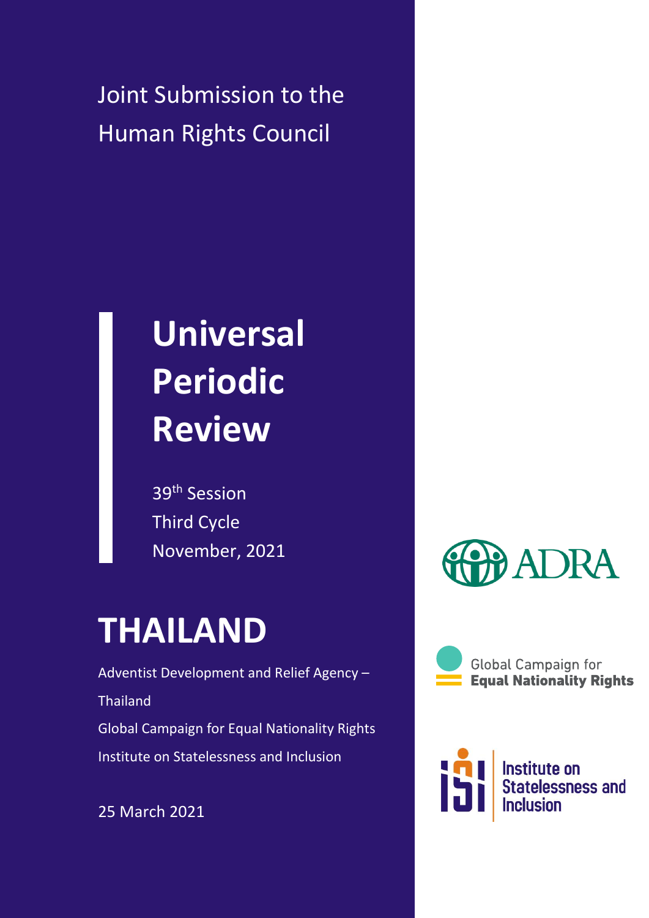Joint Submission to the Human Rights Council

# Universal Periodic Review

39th Session
Third Cycle
November, 2021

# THAILAND

Adventist Development and Relief Agency – Thailand

Global Campaign for Equal Nationality Rights

Institute on Statelessness and Inclusion

25 March 2021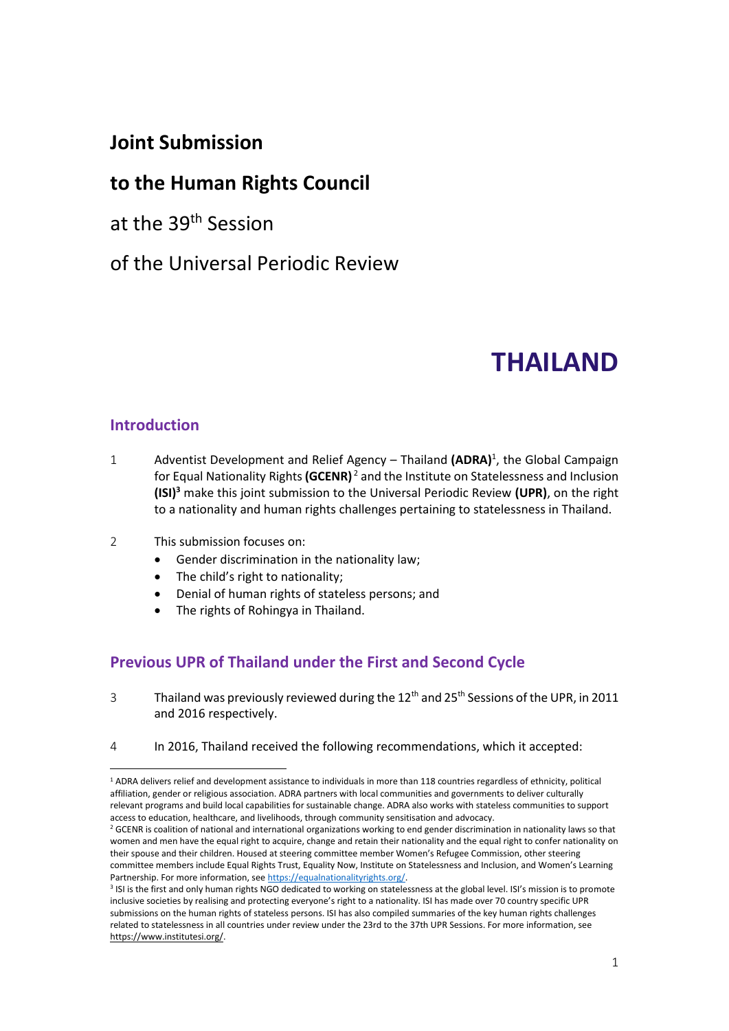# Joint Submission

# to the Human Rights Council

at the 39th Session

of the Universal Periodic Review

# THAILAND

## Introduction

1 Adventist Development and Relief Agency – Thailand **(ADRA)**[1], the Global Campaign for Equal Nationality Rights **(GCENR)**[2] and the Institute on Statelessness and Inclusion **(ISI)**[3] make this joint submission to the Universal Periodic Review **(UPR)**, on the right to a nationality and human rights challenges pertaining to statelessness in Thailand.

2 This submission focuses on:

- Gender discrimination in the nationality law;
- The child's right to nationality;
- Denial of human rights of stateless persons; and
- The rights of Rohingya in Thailand.

## Previous UPR of Thailand under the First and Second Cycle

3 Thailand was previously reviewed during the 12th and 25th Sessions of the UPR, in 2011 and 2016 respectively.

4 In 2016, Thailand received the following recommendations, which it accepted:

[1] ADRA delivers relief and development assistance to individuals in more than 118 countries regardless of ethnicity, political affiliation, gender or religious association. ADRA partners with local communities and governments to deliver culturally relevant programs and build local capabilities for sustainable change. ADRA also works with stateless communities to support access to education, healthcare, and livelihoods, through community sensitisation and advocacy.

[2] GCENR is coalition of national and international organizations working to end gender discrimination in nationality laws so that women and men have the equal right to acquire, change and retain their nationality and the equal right to confer nationality on their spouse and their children. Housed at steering committee member Women's Refugee Commission, other steering committee members include Equal Rights Trust, Equality Now, Institute on Statelessness and Inclusion, and Women's Learning Partnership. For more information, see https://equalnationalityrights.org/.

[3] ISI is the first and only human rights NGO dedicated to working on statelessness at the global level. ISI's mission is to promote inclusive societies by realising and protecting everyone's right to a nationality. ISI has made over 70 country specific UPR submissions on the human rights of stateless persons. ISI has also compiled summaries of the key human rights challenges related to statelessness in all countries under review under the 23rd to the 37th UPR Sessions. For more information, see https://www.institutesi.org/.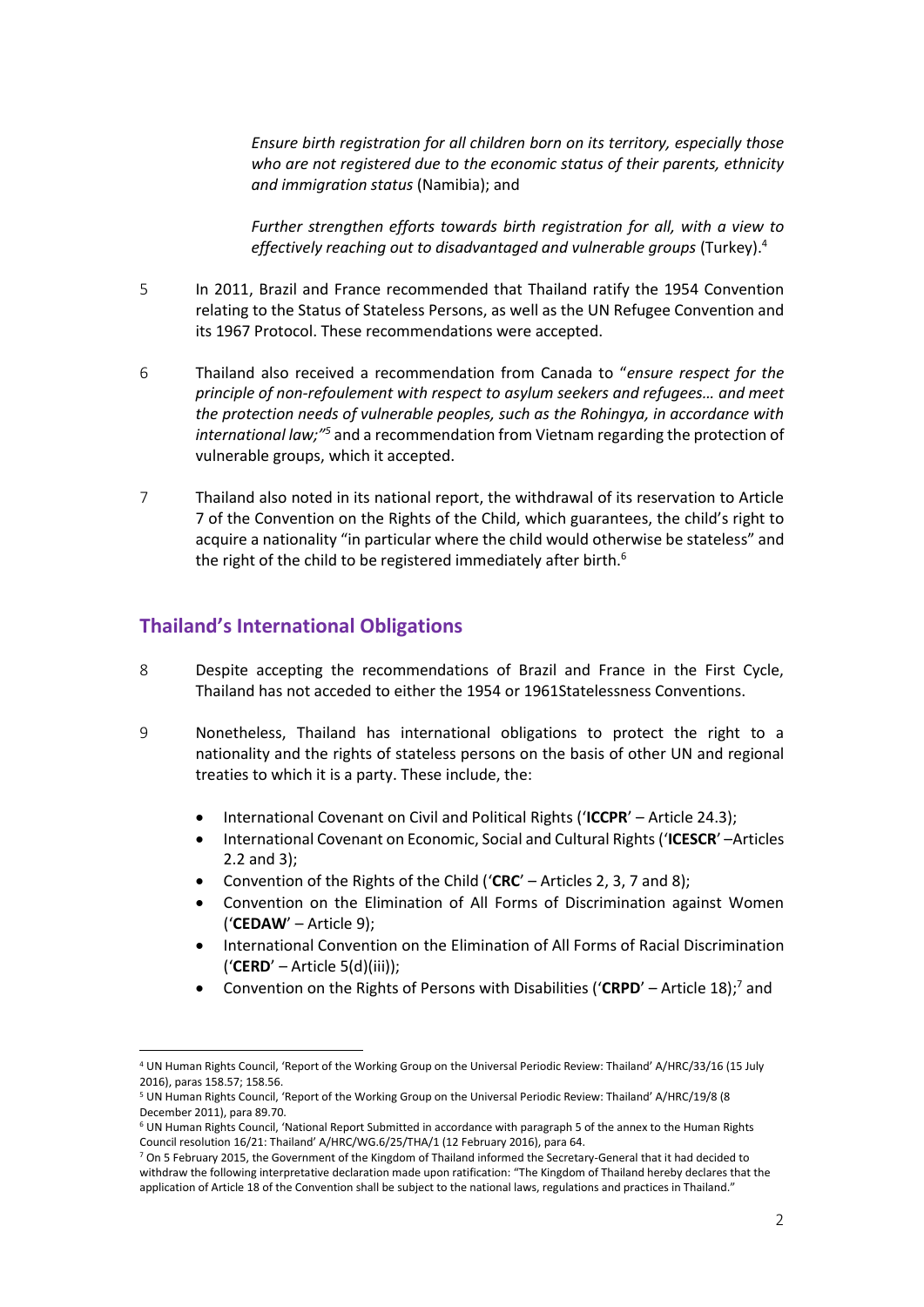*Ensure birth registration for all children born on its territory, especially those who are not registered due to the economic status of their parents, ethnicity and immigration status* (Namibia); and

*Further strengthen efforts towards birth registration for all, with a view to effectively reaching out to disadvantaged and vulnerable groups* (Turkey).[4]

5 In 2011, Brazil and France recommended that Thailand ratify the 1954 Convention relating to the Status of Stateless Persons, as well as the UN Refugee Convention and its 1967 Protocol. These recommendations were accepted.

6 Thailand also received a recommendation from Canada to "*ensure respect for the principle of non-refoulement with respect to asylum seekers and refugees… and meet the protection needs of vulnerable peoples, such as the Rohingya, in accordance with international law;"*[5] and a recommendation from Vietnam regarding the protection of vulnerable groups, which it accepted.

7 Thailand also noted in its national report, the withdrawal of its reservation to Article 7 of the Convention on the Rights of the Child, which guarantees, the child's right to acquire a nationality "in particular where the child would otherwise be stateless" and the right of the child to be registered immediately after birth.[6]

## Thailand's International Obligations

8 Despite accepting the recommendations of Brazil and France in the First Cycle, Thailand has not acceded to either the 1954 or 1961Statelessness Conventions.

9 Nonetheless, Thailand has international obligations to protect the right to a nationality and the rights of stateless persons on the basis of other UN and regional treaties to which it is a party. These include, the:

- International Covenant on Civil and Political Rights ('**ICCPR**' – Article 24.3);
- International Covenant on Economic, Social and Cultural Rights ('**ICESCR**' –Articles 2.2 and 3);
- Convention of the Rights of the Child ('**CRC**' – Articles 2, 3, 7 and 8);
- Convention on the Elimination of All Forms of Discrimination against Women ('**CEDAW**' – Article 9);
- International Convention on the Elimination of All Forms of Racial Discrimination ('**CERD**' – Article 5(d)(iii));
- Convention on the Rights of Persons with Disabilities ('**CRPD**' – Article 18);[7] and

---

[4] UN Human Rights Council, 'Report of the Working Group on the Universal Periodic Review: Thailand' A/HRC/33/16 (15 July 2016), paras 158.57; 158.56.

[5] UN Human Rights Council, 'Report of the Working Group on the Universal Periodic Review: Thailand' A/HRC/19/8 (8 December 2011), para 89.70.

[6] UN Human Rights Council, 'National Report Submitted in accordance with paragraph 5 of the annex to the Human Rights Council resolution 16/21: Thailand' A/HRC/WG.6/25/THA/1 (12 February 2016), para 64.

[7] On 5 February 2015, the Government of the Kingdom of Thailand informed the Secretary-General that it had decided to withdraw the following interpretative declaration made upon ratification: "The Kingdom of Thailand hereby declares that the application of Article 18 of the Convention shall be subject to the national laws, regulations and practices in Thailand."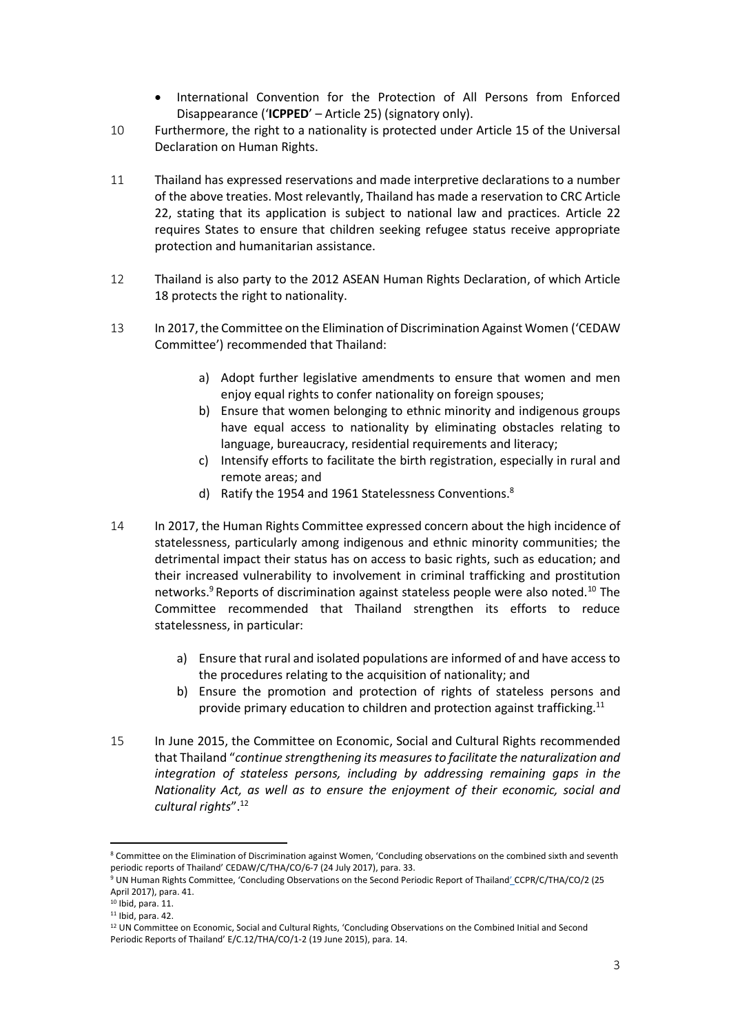- International Convention for the Protection of All Persons from Enforced Disappearance ('**ICPPED**' – Article 25) (signatory only).

10 Furthermore, the right to a nationality is protected under Article 15 of the Universal Declaration on Human Rights.

11 Thailand has expressed reservations and made interpretive declarations to a number of the above treaties. Most relevantly, Thailand has made a reservation to CRC Article 22, stating that its application is subject to national law and practices. Article 22 requires States to ensure that children seeking refugee status receive appropriate protection and humanitarian assistance.

12 Thailand is also party to the 2012 ASEAN Human Rights Declaration, of which Article 18 protects the right to nationality.

13 In 2017, the Committee on the Elimination of Discrimination Against Women ('CEDAW Committee') recommended that Thailand:

a) Adopt further legislative amendments to ensure that women and men enjoy equal rights to confer nationality on foreign spouses;
b) Ensure that women belonging to ethnic minority and indigenous groups have equal access to nationality by eliminating obstacles relating to language, bureaucracy, residential requirements and literacy;
c) Intensify efforts to facilitate the birth registration, especially in rural and remote areas; and
d) Ratify the 1954 and 1961 Statelessness Conventions.[8]

14 In 2017, the Human Rights Committee expressed concern about the high incidence of statelessness, particularly among indigenous and ethnic minority communities; the detrimental impact their status has on access to basic rights, such as education; and their increased vulnerability to involvement in criminal trafficking and prostitution networks.[9] Reports of discrimination against stateless people were also noted.[10] The Committee recommended that Thailand strengthen its efforts to reduce statelessness, in particular:

a) Ensure that rural and isolated populations are informed of and have access to the procedures relating to the acquisition of nationality; and
b) Ensure the promotion and protection of rights of stateless persons and provide primary education to children and protection against trafficking.[11]

15 In June 2015, the Committee on Economic, Social and Cultural Rights recommended that Thailand "*continue strengthening its measures to facilitate the naturalization and integration of stateless persons, including by addressing remaining gaps in the Nationality Act, as well as to ensure the enjoyment of their economic, social and cultural rights*".[12]

---

[8] Committee on the Elimination of Discrimination against Women, 'Concluding observations on the combined sixth and seventh periodic reports of Thailand' CEDAW/C/THA/CO/6-7 (24 July 2017), para. 33.

[9] UN Human Rights Committee, 'Concluding Observations on the Second Periodic Report of Thailand' CCPR/C/THA/CO/2 (25 April 2017), para. 41.

[10] Ibid, para. 11.

[11] Ibid, para. 42.

[12] UN Committee on Economic, Social and Cultural Rights, 'Concluding Observations on the Combined Initial and Second Periodic Reports of Thailand' E/C.12/THA/CO/1-2 (19 June 2015), para. 14.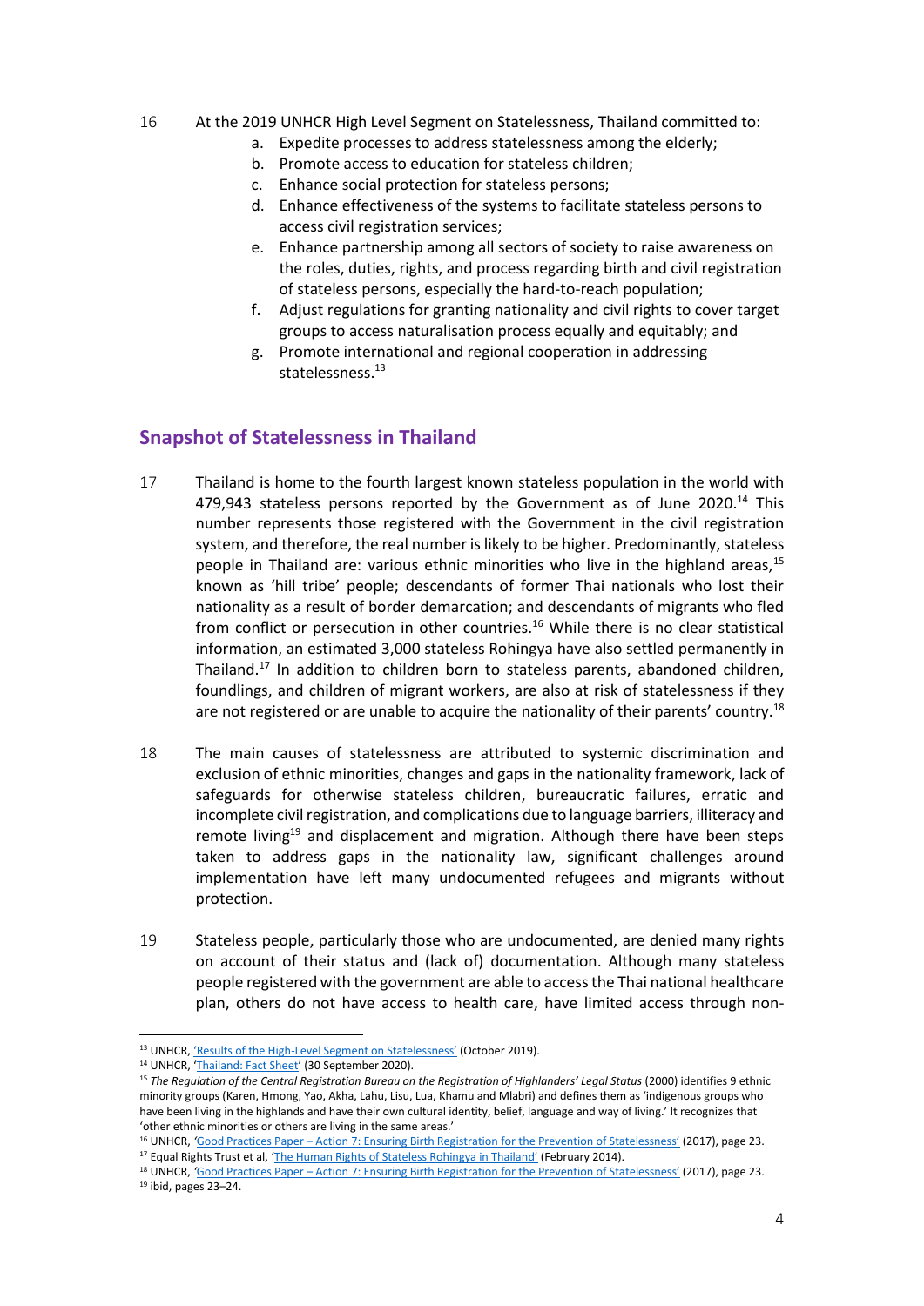16 At the 2019 UNHCR High Level Segment on Statelessness, Thailand committed to:

a. Expedite processes to address statelessness among the elderly;
b. Promote access to education for stateless children;
c. Enhance social protection for stateless persons;
d. Enhance effectiveness of the systems to facilitate stateless persons to access civil registration services;
e. Enhance partnership among all sectors of society to raise awareness on the roles, duties, rights, and process regarding birth and civil registration of stateless persons, especially the hard-to-reach population;
f. Adjust regulations for granting nationality and civil rights to cover target groups to access naturalisation process equally and equitably; and
g. Promote international and regional cooperation in addressing statelessness.[13]

## Snapshot of Statelessness in Thailand

17 Thailand is home to the fourth largest known stateless population in the world with 479,943 stateless persons reported by the Government as of June 2020.[14] This number represents those registered with the Government in the civil registration system, and therefore, the real number is likely to be higher. Predominantly, stateless people in Thailand are: various ethnic minorities who live in the highland areas,[15] known as 'hill tribe' people; descendants of former Thai nationals who lost their nationality as a result of border demarcation; and descendants of migrants who fled from conflict or persecution in other countries.[16] While there is no clear statistical information, an estimated 3,000 stateless Rohingya have also settled permanently in Thailand.[17] In addition to children born to stateless parents, abandoned children, foundlings, and children of migrant workers, are also at risk of statelessness if they are not registered or are unable to acquire the nationality of their parents' country.[18]

18 The main causes of statelessness are attributed to systemic discrimination and exclusion of ethnic minorities, changes and gaps in the nationality framework, lack of safeguards for otherwise stateless children, bureaucratic failures, erratic and incomplete civil registration, and complications due to language barriers, illiteracy and remote living[19] and displacement and migration. Although there have been steps taken to address gaps in the nationality law, significant challenges around implementation have left many undocumented refugees and migrants without protection.

19 Stateless people, particularly those who are undocumented, are denied many rights on account of their status and (lack of) documentation. Although many stateless people registered with the government are able to access the Thai national healthcare plan, others do not have access to health care, have limited access through non-

---

[13] UNHCR, 'Results of the High-Level Segment on Statelessness' (October 2019).

[14] UNHCR, 'Thailand: Fact Sheet' (30 September 2020).

[15] *The Regulation of the Central Registration Bureau on the Registration of Highlanders' Legal Status* (2000) identifies 9 ethnic minority groups (Karen, Hmong, Yao, Akha, Lahu, Lisu, Lua, Khamu and Mlabri) and defines them as 'indigenous groups who have been living in the highlands and have their own cultural identity, belief, language and way of living.' It recognizes that 'other ethnic minorities or others are living in the same areas.'

[16] UNHCR, 'Good Practices Paper – Action 7: Ensuring Birth Registration for the Prevention of Statelessness' (2017), page 23.

[17] Equal Rights Trust et al, 'The Human Rights of Stateless Rohingya in Thailand' (February 2014).

[18] UNHCR, 'Good Practices Paper – Action 7: Ensuring Birth Registration for the Prevention of Statelessness' (2017), page 23.

[19] ibid, pages 23–24.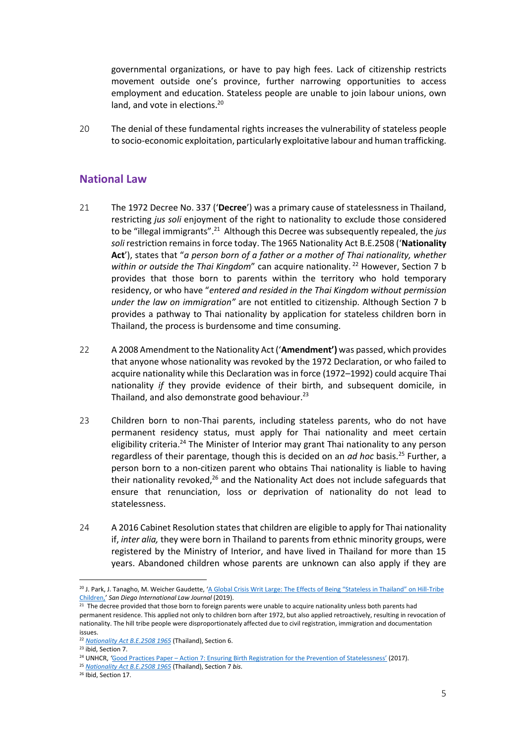governmental organizations, or have to pay high fees. Lack of citizenship restricts movement outside one's province, further narrowing opportunities to access employment and education. Stateless people are unable to join labour unions, own land, and vote in elections.[20]

20 The denial of these fundamental rights increases the vulnerability of stateless people to socio-economic exploitation, particularly exploitative labour and human trafficking.

## National Law

21 The 1972 Decree No. 337 ('**Decree**') was a primary cause of statelessness in Thailand, restricting *jus soli* enjoyment of the right to nationality to exclude those considered to be "illegal immigrants".[21] Although this Decree was subsequently repealed, the *jus soli* restriction remains in force today. The 1965 Nationality Act B.E.2508 ('**Nationality Act**'), states that "*a person born of a father or a mother of Thai nationality, whether within or outside the Thai Kingdom*" can acquire nationality.[22] However, Section 7 b provides that those born to parents within the territory who hold temporary residency, or who have "*entered and resided in the Thai Kingdom without permission under the law on immigration"* are not entitled to citizenship. Although Section 7 b provides a pathway to Thai nationality by application for stateless children born in Thailand, the process is burdensome and time consuming.

22 A 2008 Amendment to the Nationality Act ('**Amendment'**) was passed, which provides that anyone whose nationality was revoked by the 1972 Declaration, or who failed to acquire nationality while this Declaration was in force (1972–1992) could acquire Thai nationality *if* they provide evidence of their birth, and subsequent domicile, in Thailand, and also demonstrate good behaviour.[23]

23 Children born to non-Thai parents, including stateless parents, who do not have permanent residency status, must apply for Thai nationality and meet certain eligibility criteria.[24] The Minister of Interior may grant Thai nationality to any person regardless of their parentage, though this is decided on an *ad hoc* basis.[25] Further, a person born to a non-citizen parent who obtains Thai nationality is liable to having their nationality revoked,[26] and the Nationality Act does not include safeguards that ensure that renunciation, loss or deprivation of nationality do not lead to statelessness.

24 A 2016 Cabinet Resolution states that children are eligible to apply for Thai nationality if, *inter alia,* they were born in Thailand to parents from ethnic minority groups, were registered by the Ministry of Interior, and have lived in Thailand for more than 15 years. Abandoned children whose parents are unknown can also apply if they are

---

[20] J. Park, J. Tanagho, M. Weicher Gaudette, 'A Global Crisis Writ Large: The Effects of Being "Stateless in Thailand" on Hill-Tribe Children,' *San Diego International Law Journal* (2019).

[21] The decree provided that those born to foreign parents were unable to acquire nationality unless both parents had permanent residence. This applied not only to children born after 1972, but also applied retroactively, resulting in revocation of nationality. The hill tribe people were disproportionately affected due to civil registration, immigration and documentation issues.

[22] *Nationality Act B.E.2508 1965* (Thailand), Section 6.

[23] ibid, Section 7.

[24] UNHCR, 'Good Practices Paper – Action 7: Ensuring Birth Registration for the Prevention of Statelessness' (2017).

[25] *Nationality Act B.E.2508 1965* (Thailand), Section 7 *bis*.

[26] Ibid, Section 17.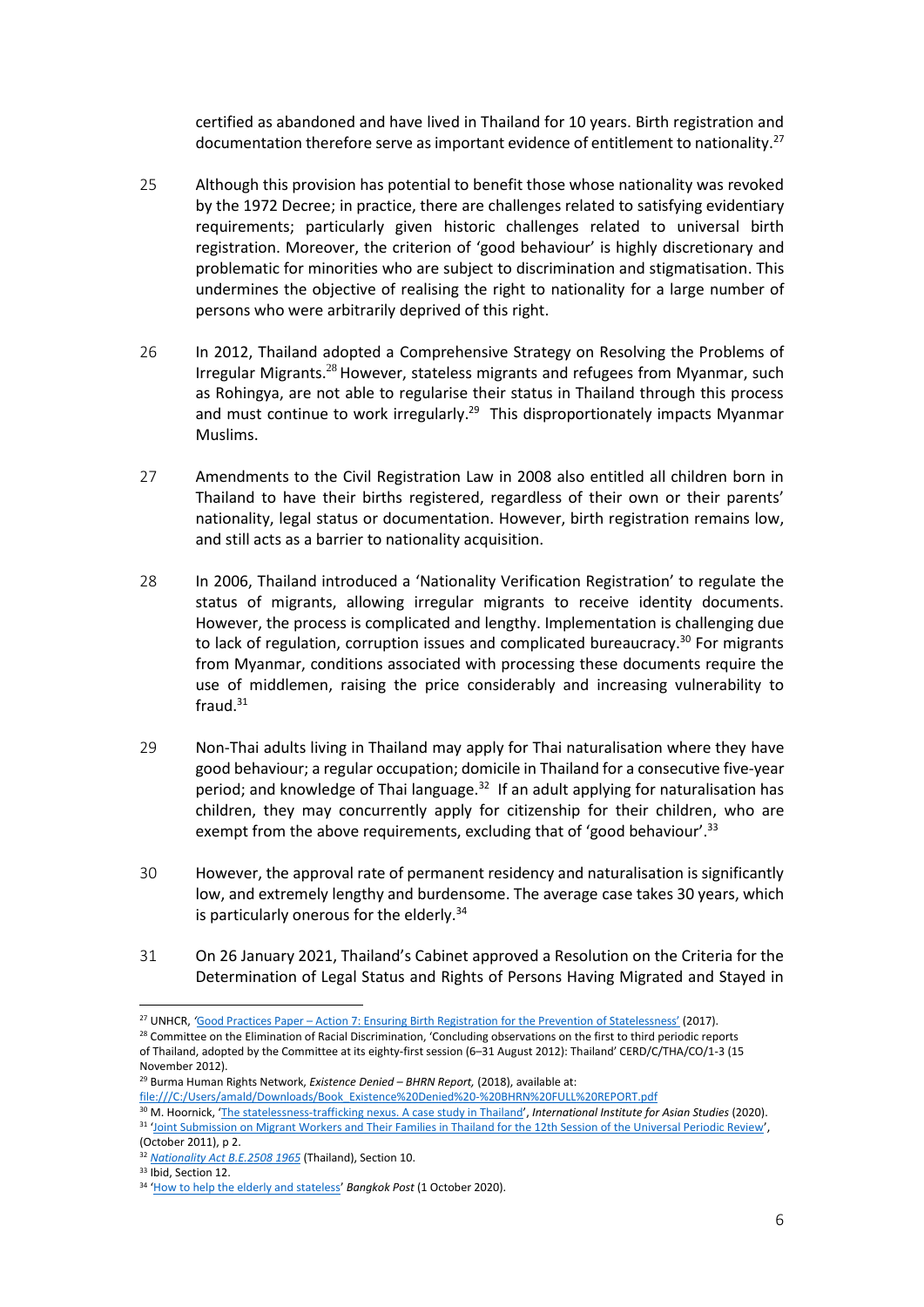certified as abandoned and have lived in Thailand for 10 years. Birth registration and documentation therefore serve as important evidence of entitlement to nationality.[27]

25 Although this provision has potential to benefit those whose nationality was revoked by the 1972 Decree; in practice, there are challenges related to satisfying evidentiary requirements; particularly given historic challenges related to universal birth registration. Moreover, the criterion of 'good behaviour' is highly discretionary and problematic for minorities who are subject to discrimination and stigmatisation. This undermines the objective of realising the right to nationality for a large number of persons who were arbitrarily deprived of this right.

26 In 2012, Thailand adopted a Comprehensive Strategy on Resolving the Problems of Irregular Migrants.[28] However, stateless migrants and refugees from Myanmar, such as Rohingya, are not able to regularise their status in Thailand through this process and must continue to work irregularly.[29] This disproportionately impacts Myanmar Muslims.

27 Amendments to the Civil Registration Law in 2008 also entitled all children born in Thailand to have their births registered, regardless of their own or their parents' nationality, legal status or documentation. However, birth registration remains low, and still acts as a barrier to nationality acquisition.

28 In 2006, Thailand introduced a 'Nationality Verification Registration' to regulate the status of migrants, allowing irregular migrants to receive identity documents. However, the process is complicated and lengthy. Implementation is challenging due to lack of regulation, corruption issues and complicated bureaucracy.[30] For migrants from Myanmar, conditions associated with processing these documents require the use of middlemen, raising the price considerably and increasing vulnerability to fraud.[31]

29 Non-Thai adults living in Thailand may apply for Thai naturalisation where they have good behaviour; a regular occupation; domicile in Thailand for a consecutive five-year period; and knowledge of Thai language.[32] If an adult applying for naturalisation has children, they may concurrently apply for citizenship for their children, who are exempt from the above requirements, excluding that of 'good behaviour'.[33]

30 However, the approval rate of permanent residency and naturalisation is significantly low, and extremely lengthy and burdensome. The average case takes 30 years, which is particularly onerous for the elderly.[34]

31 On 26 January 2021, Thailand's Cabinet approved a Resolution on the Criteria for the Determination of Legal Status and Rights of Persons Having Migrated and Stayed in

---

[27] UNHCR, 'Good Practices Paper – Action 7: Ensuring Birth Registration for the Prevention of Statelessness' (2017).

[28] Committee on the Elimination of Racial Discrimination, 'Concluding observations on the first to third periodic reports of Thailand, adopted by the Committee at its eighty-first session (6–31 August 2012): Thailand' CERD/C/THA/CO/1-3 (15 November 2012).

[29] Burma Human Rights Network, *Existence Denied – BHRN Report,* (2018), available at: file:///C:/Users/amald/Downloads/Book_Existence%20Denied%20-%20BHRN%20FULL%20REPORT.pdf

[30] M. Hoornick, 'The statelessness-trafficking nexus. A case study in Thailand', *International Institute for Asian Studies* (2020).

[31] 'Joint Submission on Migrant Workers and Their Families in Thailand for the 12th Session of the Universal Periodic Review', (October 2011), p 2.

[32] *Nationality Act B.E.2508 1965* (Thailand), Section 10.

[33] Ibid, Section 12.

[34] 'How to help the elderly and stateless' *Bangkok Post* (1 October 2020).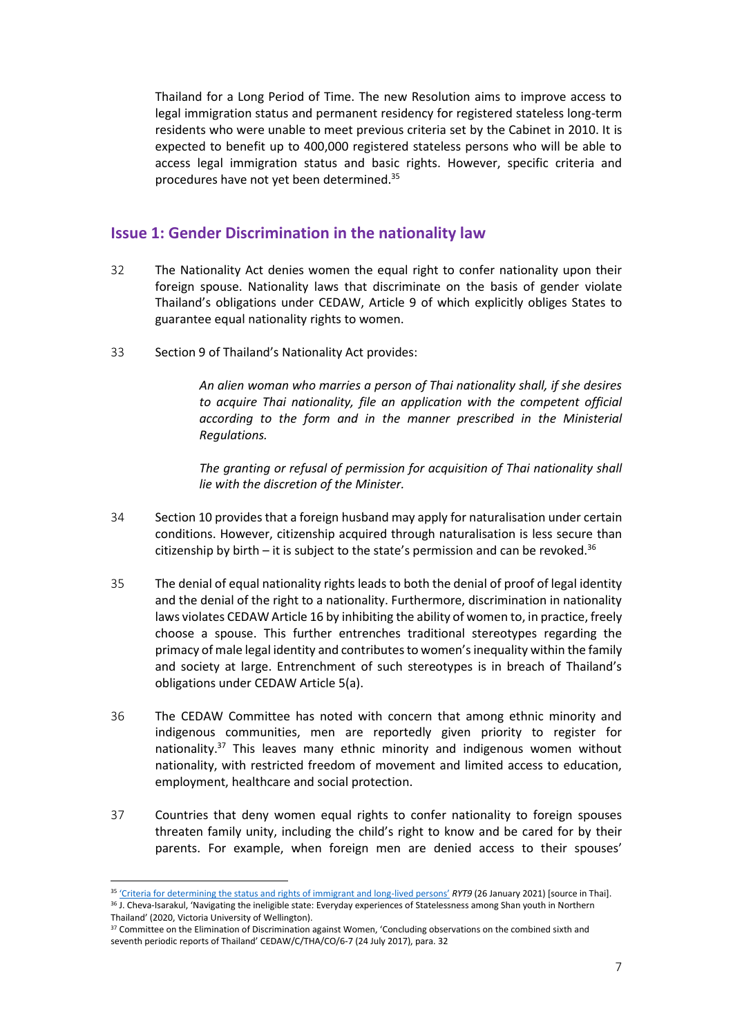Thailand for a Long Period of Time. The new Resolution aims to improve access to legal immigration status and permanent residency for registered stateless long-term residents who were unable to meet previous criteria set by the Cabinet in 2010. It is expected to benefit up to 400,000 registered stateless persons who will be able to access legal immigration status and basic rights. However, specific criteria and procedures have not yet been determined.[35]

## Issue 1: Gender Discrimination in the nationality law

32 The Nationality Act denies women the equal right to confer nationality upon their foreign spouse. Nationality laws that discriminate on the basis of gender violate Thailand's obligations under CEDAW, Article 9 of which explicitly obliges States to guarantee equal nationality rights to women.

33 Section 9 of Thailand's Nationality Act provides:

> *An alien woman who marries a person of Thai nationality shall, if she desires to acquire Thai nationality, file an application with the competent official according to the form and in the manner prescribed in the Ministerial Regulations.*
>
> *The granting or refusal of permission for acquisition of Thai nationality shall lie with the discretion of the Minister.*

34 Section 10 provides that a foreign husband may apply for naturalisation under certain conditions. However, citizenship acquired through naturalisation is less secure than citizenship by birth – it is subject to the state's permission and can be revoked.[36]

35 The denial of equal nationality rights leads to both the denial of proof of legal identity and the denial of the right to a nationality. Furthermore, discrimination in nationality laws violates CEDAW Article 16 by inhibiting the ability of women to, in practice, freely choose a spouse. This further entrenches traditional stereotypes regarding the primacy of male legal identity and contributes to women's inequality within the family and society at large. Entrenchment of such stereotypes is in breach of Thailand's obligations under CEDAW Article 5(a).

36 The CEDAW Committee has noted with concern that among ethnic minority and indigenous communities, men are reportedly given priority to register for nationality.[37] This leaves many ethnic minority and indigenous women without nationality, with restricted freedom of movement and limited access to education, employment, healthcare and social protection.

37 Countries that deny women equal rights to confer nationality to foreign spouses threaten family unity, including the child's right to know and be cared for by their parents. For example, when foreign men are denied access to their spouses'

---

[35] 'Criteria for determining the status and rights of immigrant and long-lived persons' *RYT9* (26 January 2021) [source in Thai].

[36] J. Cheva-Isarakul, 'Navigating the ineligible state: Everyday experiences of Statelessness among Shan youth in Northern Thailand' (2020, Victoria University of Wellington).

[37] Committee on the Elimination of Discrimination against Women, 'Concluding observations on the combined sixth and seventh periodic reports of Thailand' CEDAW/C/THA/CO/6-7 (24 July 2017), para. 32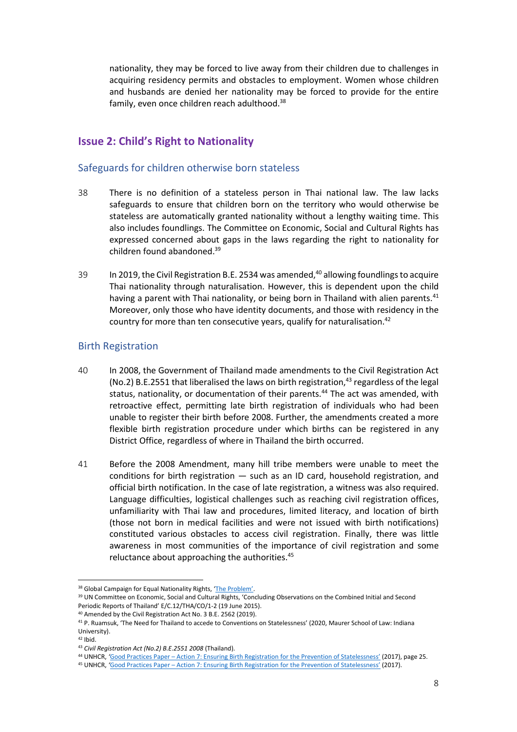nationality, they may be forced to live away from their children due to challenges in acquiring residency permits and obstacles to employment. Women whose children and husbands are denied her nationality may be forced to provide for the entire family, even once children reach adulthood.[38]

## Issue 2: Child's Right to Nationality

### Safeguards for children otherwise born stateless

38 There is no definition of a stateless person in Thai national law. The law lacks safeguards to ensure that children born on the territory who would otherwise be stateless are automatically granted nationality without a lengthy waiting time. This also includes foundlings. The Committee on Economic, Social and Cultural Rights has expressed concerned about gaps in the laws regarding the right to nationality for children found abandoned.[39]

39 In 2019, the Civil Registration B.E. 2534 was amended,[40] allowing foundlings to acquire Thai nationality through naturalisation. However, this is dependent upon the child having a parent with Thai nationality, or being born in Thailand with alien parents.[41] Moreover, only those who have identity documents, and those with residency in the country for more than ten consecutive years, qualify for naturalisation.[42]

### Birth Registration

40 In 2008, the Government of Thailand made amendments to the Civil Registration Act (No.2) B.E.2551 that liberalised the laws on birth registration,[43] regardless of the legal status, nationality, or documentation of their parents.[44] The act was amended, with retroactive effect, permitting late birth registration of individuals who had been unable to register their birth before 2008. Further, the amendments created a more flexible birth registration procedure under which births can be registered in any District Office, regardless of where in Thailand the birth occurred.

41 Before the 2008 Amendment, many hill tribe members were unable to meet the conditions for birth registration — such as an ID card, household registration, and official birth notification. In the case of late registration, a witness was also required. Language difficulties, logistical challenges such as reaching civil registration offices, unfamiliarity with Thai law and procedures, limited literacy, and location of birth (those not born in medical facilities and were not issued with birth notifications) constituted various obstacles to access civil registration. Finally, there was little awareness in most communities of the importance of civil registration and some reluctance about approaching the authorities.[45]

---

[38] Global Campaign for Equal Nationality Rights, 'The Problem'.

[39] UN Committee on Economic, Social and Cultural Rights, 'Concluding Observations on the Combined Initial and Second Periodic Reports of Thailand' E/C.12/THA/CO/1-2 (19 June 2015).

[40] Amended by the Civil Registration Act No. 3 B.E. 2562 (2019).

[41] P. Ruamsuk, 'The Need for Thailand to accede to Conventions on Statelessness' (2020, Maurer School of Law: Indiana University).

[42] Ibid.

[43] *Civil Registration Act (No.2) B.E.2551 2008* (Thailand).

[44] UNHCR, 'Good Practices Paper – Action 7: Ensuring Birth Registration for the Prevention of Statelessness' (2017), page 25.

[45] UNHCR, 'Good Practices Paper – Action 7: Ensuring Birth Registration for the Prevention of Statelessness' (2017).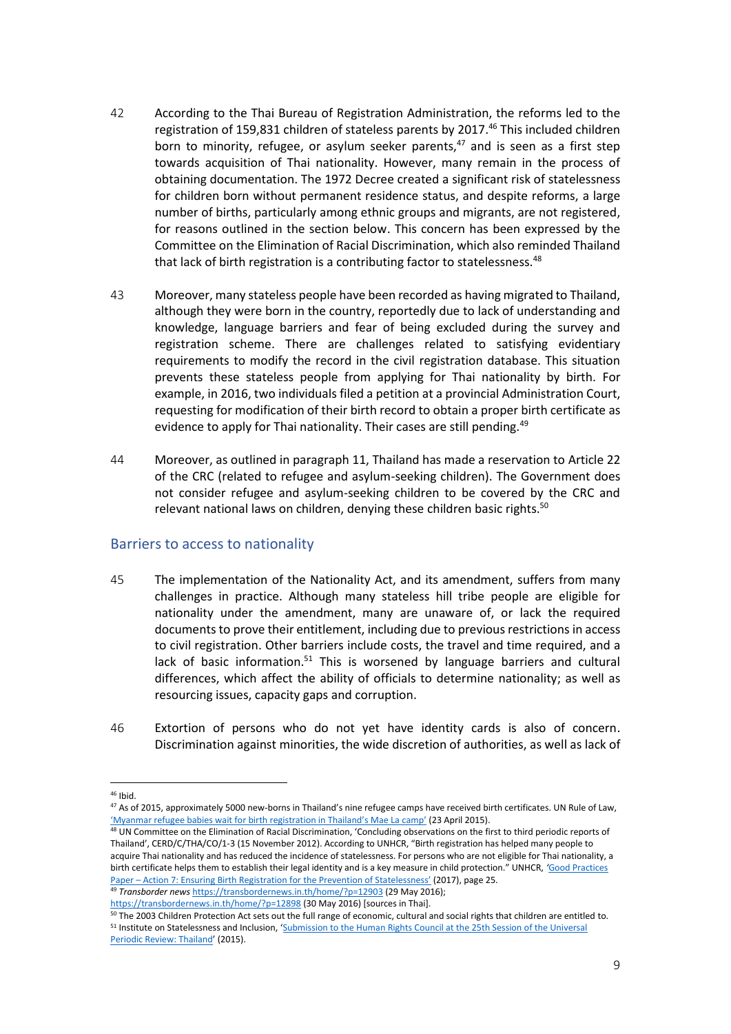42 According to the Thai Bureau of Registration Administration, the reforms led to the registration of 159,831 children of stateless parents by 2017.[46] This included children born to minority, refugee, or asylum seeker parents,[47] and is seen as a first step towards acquisition of Thai nationality. However, many remain in the process of obtaining documentation. The 1972 Decree created a significant risk of statelessness for children born without permanent residence status, and despite reforms, a large number of births, particularly among ethnic groups and migrants, are not registered, for reasons outlined in the section below. This concern has been expressed by the Committee on the Elimination of Racial Discrimination, which also reminded Thailand that lack of birth registration is a contributing factor to statelessness.[48]

43 Moreover, many stateless people have been recorded as having migrated to Thailand, although they were born in the country, reportedly due to lack of understanding and knowledge, language barriers and fear of being excluded during the survey and registration scheme. There are challenges related to satisfying evidentiary requirements to modify the record in the civil registration database. This situation prevents these stateless people from applying for Thai nationality by birth. For example, in 2016, two individuals filed a petition at a provincial Administration Court, requesting for modification of their birth record to obtain a proper birth certificate as evidence to apply for Thai nationality. Their cases are still pending.[49]

44 Moreover, as outlined in paragraph 11, Thailand has made a reservation to Article 22 of the CRC (related to refugee and asylum-seeking children). The Government does not consider refugee and asylum-seeking children to be covered by the CRC and relevant national laws on children, denying these children basic rights.[50]

## Barriers to access to nationality

45 The implementation of the Nationality Act, and its amendment, suffers from many challenges in practice. Although many stateless hill tribe people are eligible for nationality under the amendment, many are unaware of, or lack the required documents to prove their entitlement, including due to previous restrictions in access to civil registration. Other barriers include costs, the travel and time required, and a lack of basic information.[51] This is worsened by language barriers and cultural differences, which affect the ability of officials to determine nationality; as well as resourcing issues, capacity gaps and corruption.

46 Extortion of persons who do not yet have identity cards is also of concern. Discrimination against minorities, the wide discretion of authorities, as well as lack of

---

[46] Ibid.

[47] As of 2015, approximately 5000 new-borns in Thailand's nine refugee camps have received birth certificates. UN Rule of Law, 'Myanmar refugee babies wait for birth registration in Thailand's Mae La camp' (23 April 2015).

[48] UN Committee on the Elimination of Racial Discrimination, 'Concluding observations on the first to third periodic reports of Thailand', CERD/C/THA/CO/1-3 (15 November 2012). According to UNHCR, "Birth registration has helped many people to acquire Thai nationality and has reduced the incidence of statelessness. For persons who are not eligible for Thai nationality, a birth certificate helps them to establish their legal identity and is a key measure in child protection." UNHCR, 'Good Practices Paper – Action 7: Ensuring Birth Registration for the Prevention of Statelessness' (2017), page 25.

[49] *Transborder news* https://transbordernews.in.th/home/?p=12903 (29 May 2016); https://transbordernews.in.th/home/?p=12898 (30 May 2016) [sources in Thai].

[50] The 2003 Children Protection Act sets out the full range of economic, cultural and social rights that children are entitled to.

[51] Institute on Statelessness and Inclusion, 'Submission to the Human Rights Council at the 25th Session of the Universal Periodic Review: Thailand' (2015).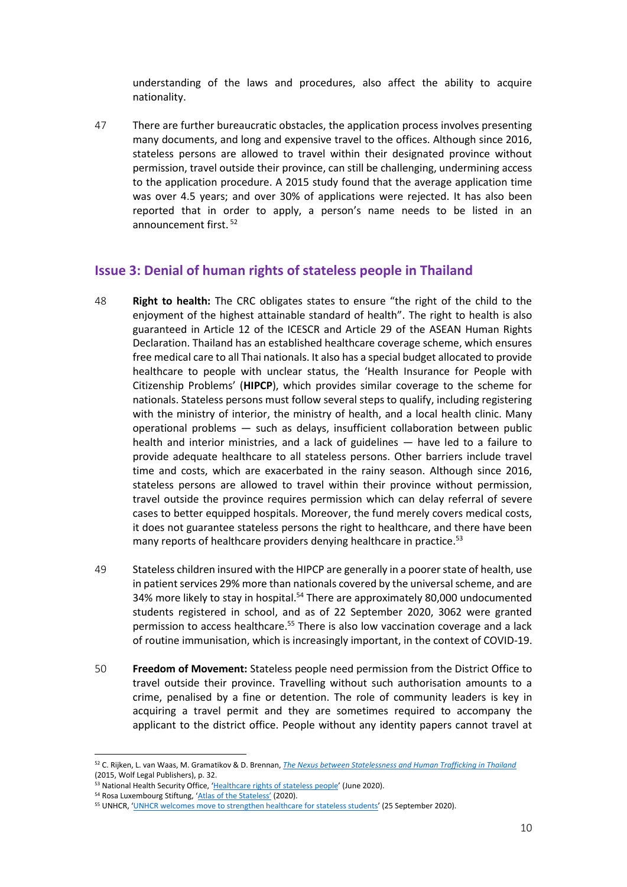understanding of the laws and procedures, also affect the ability to acquire nationality.

47 There are further bureaucratic obstacles, the application process involves presenting many documents, and long and expensive travel to the offices. Although since 2016, stateless persons are allowed to travel within their designated province without permission, travel outside their province, can still be challenging, undermining access to the application procedure. A 2015 study found that the average application time was over 4.5 years; and over 30% of applications were rejected. It has also been reported that in order to apply, a person's name needs to be listed in an announcement first. [52]

## Issue 3: Denial of human rights of stateless people in Thailand

48 **Right to health:** The CRC obligates states to ensure "the right of the child to the enjoyment of the highest attainable standard of health". The right to health is also guaranteed in Article 12 of the ICESCR and Article 29 of the ASEAN Human Rights Declaration. Thailand has an established healthcare coverage scheme, which ensures free medical care to all Thai nationals. It also has a special budget allocated to provide healthcare to people with unclear status, the 'Health Insurance for People with Citizenship Problems' (**HIPCP**), which provides similar coverage to the scheme for nationals. Stateless persons must follow several steps to qualify, including registering with the ministry of interior, the ministry of health, and a local health clinic. Many operational problems — such as delays, insufficient collaboration between public health and interior ministries, and a lack of guidelines — have led to a failure to provide adequate healthcare to all stateless persons. Other barriers include travel time and costs, which are exacerbated in the rainy season. Although since 2016, stateless persons are allowed to travel within their province without permission, travel outside the province requires permission which can delay referral of severe cases to better equipped hospitals. Moreover, the fund merely covers medical costs, it does not guarantee stateless persons the right to healthcare, and there have been many reports of healthcare providers denying healthcare in practice.[53]

49 Stateless children insured with the HIPCP are generally in a poorer state of health, use in patient services 29% more than nationals covered by the universal scheme, and are 34% more likely to stay in hospital.[54] There are approximately 80,000 undocumented students registered in school, and as of 22 September 2020, 3062 were granted permission to access healthcare.[55] There is also low vaccination coverage and a lack of routine immunisation, which is increasingly important, in the context of COVID-19.

50 **Freedom of Movement:** Stateless people need permission from the District Office to travel outside their province. Travelling without such authorisation amounts to a crime, penalised by a fine or detention. The role of community leaders is key in acquiring a travel permit and they are sometimes required to accompany the applicant to the district office. People without any identity papers cannot travel at

---

[52] C. Rijken, L. van Waas, M. Gramatikov & D. Brennan, *The Nexus between Statelessness and Human Trafficking in Thailand* (2015, Wolf Legal Publishers), p. 32.

[53] National Health Security Office, 'Healthcare rights of stateless people' (June 2020).

[54] Rosa Luxembourg Stiftung, 'Atlas of the Stateless' (2020).

[55] UNHCR, 'UNHCR welcomes move to strengthen healthcare for stateless students' (25 September 2020).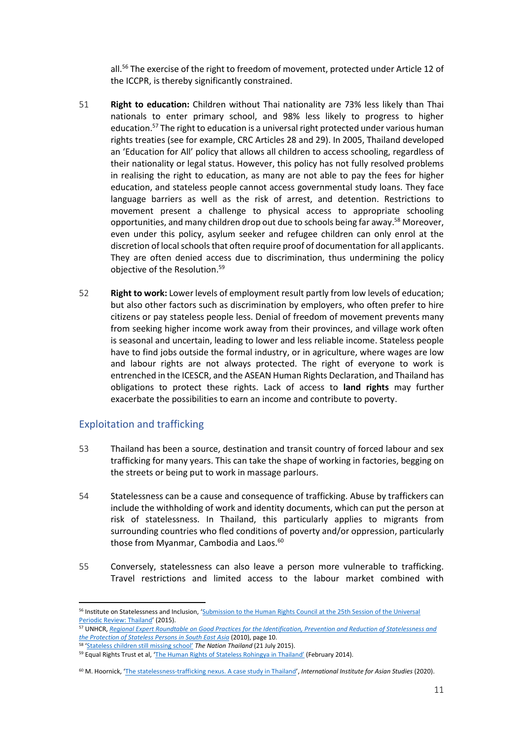all.[56] The exercise of the right to freedom of movement, protected under Article 12 of the ICCPR, is thereby significantly constrained.

51 **Right to education:** Children without Thai nationality are 73% less likely than Thai nationals to enter primary school, and 98% less likely to progress to higher education.[57] The right to education is a universal right protected under various human rights treaties (see for example, CRC Articles 28 and 29). In 2005, Thailand developed an 'Education for All' policy that allows all children to access schooling, regardless of their nationality or legal status. However, this policy has not fully resolved problems in realising the right to education, as many are not able to pay the fees for higher education, and stateless people cannot access governmental study loans. They face language barriers as well as the risk of arrest, and detention. Restrictions to movement present a challenge to physical access to appropriate schooling opportunities, and many children drop out due to schools being far away.[58] Moreover, even under this policy, asylum seeker and refugee children can only enrol at the discretion of local schools that often require proof of documentation for all applicants. They are often denied access due to discrimination, thus undermining the policy objective of the Resolution.[59]

52 **Right to work:** Lower levels of employment result partly from low levels of education; but also other factors such as discrimination by employers, who often prefer to hire citizens or pay stateless people less. Denial of freedom of movement prevents many from seeking higher income work away from their provinces, and village work often is seasonal and uncertain, leading to lower and less reliable income. Stateless people have to find jobs outside the formal industry, or in agriculture, where wages are low and labour rights are not always protected. The right of everyone to work is entrenched in the ICESCR, and the ASEAN Human Rights Declaration, and Thailand has obligations to protect these rights. Lack of access to **land rights** may further exacerbate the possibilities to earn an income and contribute to poverty.

## Exploitation and trafficking

53 Thailand has been a source, destination and transit country of forced labour and sex trafficking for many years. This can take the shape of working in factories, begging on the streets or being put to work in massage parlours.

54 Statelessness can be a cause and consequence of trafficking. Abuse by traffickers can include the withholding of work and identity documents, which can put the person at risk of statelessness. In Thailand, this particularly applies to migrants from surrounding countries who fled conditions of poverty and/or oppression, particularly those from Myanmar, Cambodia and Laos.[60]

55 Conversely, statelessness can also leave a person more vulnerable to trafficking. Travel restrictions and limited access to the labour market combined with

---

[56] Institute on Statelessness and Inclusion, 'Submission to the Human Rights Council at the 25th Session of the Universal Periodic Review: Thailand' (2015).

[57] UNHCR, *Regional Expert Roundtable on Good Practices for the Identification, Prevention and Reduction of Statelessness and the Protection of Stateless Persons in South East Asia* (2010), page 10.

[58] 'Stateless children still missing school' *The Nation Thailand* (21 July 2015).

[59] Equal Rights Trust et al, 'The Human Rights of Stateless Rohingya in Thailand' (February 2014).

[60] M. Hoornick, 'The statelessness-trafficking nexus. A case study in Thailand', *International Institute for Asian Studies* (2020).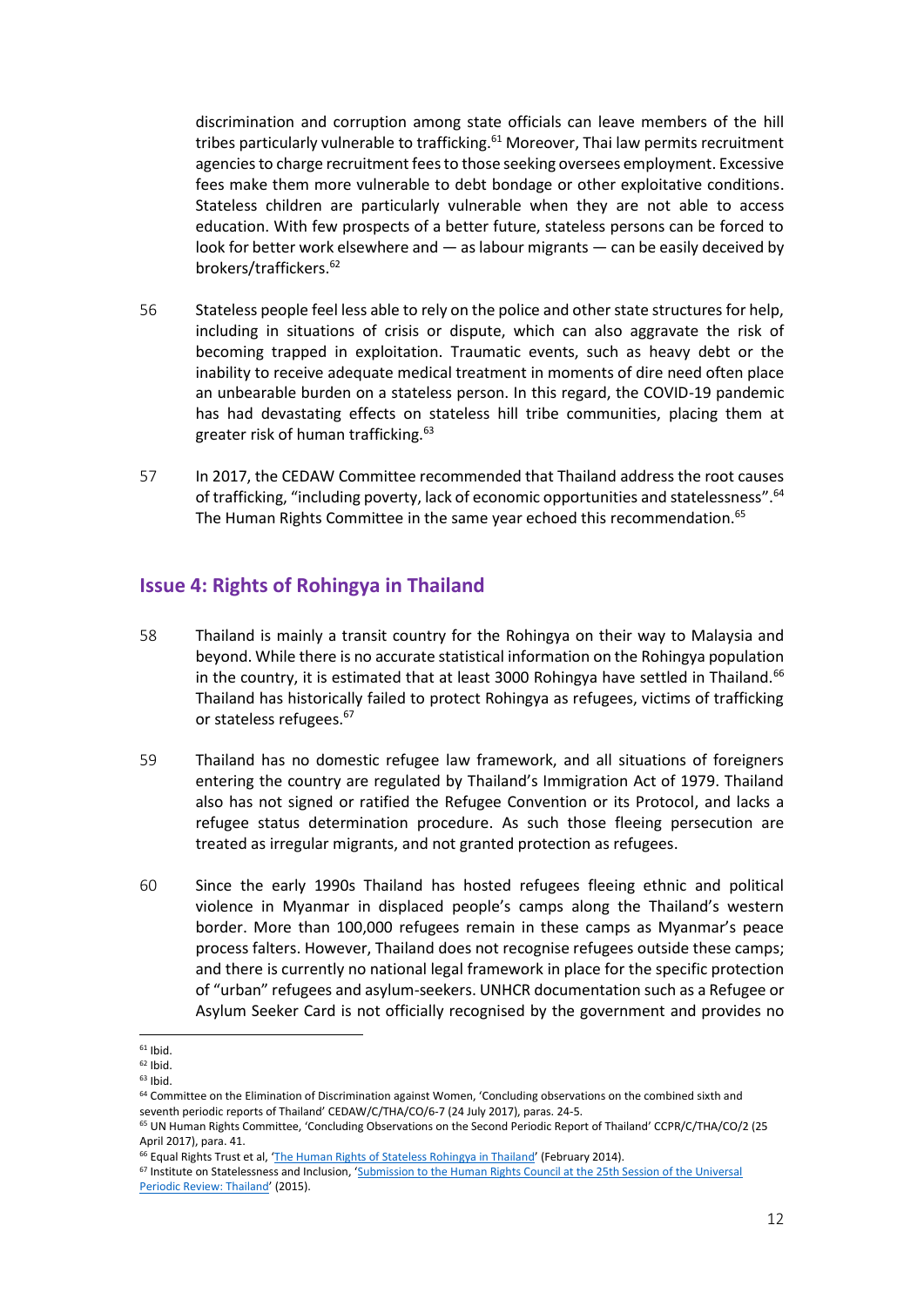discrimination and corruption among state officials can leave members of the hill tribes particularly vulnerable to trafficking.[61] Moreover, Thai law permits recruitment agencies to charge recruitment fees to those seeking overseas employment. Excessive fees make them more vulnerable to debt bondage or other exploitative conditions. Stateless children are particularly vulnerable when they are not able to access education. With few prospects of a better future, stateless persons can be forced to look for better work elsewhere and — as labour migrants — can be easily deceived by brokers/traffickers.[62]

56 Stateless people feel less able to rely on the police and other state structures for help, including in situations of crisis or dispute, which can also aggravate the risk of becoming trapped in exploitation. Traumatic events, such as heavy debt or the inability to receive adequate medical treatment in moments of dire need often place an unbearable burden on a stateless person. In this regard, the COVID-19 pandemic has had devastating effects on stateless hill tribe communities, placing them at greater risk of human trafficking.[63]

57 In 2017, the CEDAW Committee recommended that Thailand address the root causes of trafficking, "including poverty, lack of economic opportunities and statelessness".[64] The Human Rights Committee in the same year echoed this recommendation.[65]

## Issue 4: Rights of Rohingya in Thailand

58 Thailand is mainly a transit country for the Rohingya on their way to Malaysia and beyond. While there is no accurate statistical information on the Rohingya population in the country, it is estimated that at least 3000 Rohingya have settled in Thailand.[66] Thailand has historically failed to protect Rohingya as refugees, victims of trafficking or stateless refugees.[67]

59 Thailand has no domestic refugee law framework, and all situations of foreigners entering the country are regulated by Thailand's Immigration Act of 1979. Thailand also has not signed or ratified the Refugee Convention or its Protocol, and lacks a refugee status determination procedure. As such those fleeing persecution are treated as irregular migrants, and not granted protection as refugees.

60 Since the early 1990s Thailand has hosted refugees fleeing ethnic and political violence in Myanmar in displaced people's camps along the Thailand's western border. More than 100,000 refugees remain in these camps as Myanmar's peace process falters. However, Thailand does not recognise refugees outside these camps; and there is currently no national legal framework in place for the specific protection of "urban" refugees and asylum-seekers. UNHCR documentation such as a Refugee or Asylum Seeker Card is not officially recognised by the government and provides no

---

[61] Ibid.

[62] Ibid.

[63] Ibid.

[64] Committee on the Elimination of Discrimination against Women, 'Concluding observations on the combined sixth and seventh periodic reports of Thailand' CEDAW/C/THA/CO/6-7 (24 July 2017), paras. 24-5.

[65] UN Human Rights Committee, 'Concluding Observations on the Second Periodic Report of Thailand' CCPR/C/THA/CO/2 (25 April 2017), para. 41.

[66] Equal Rights Trust et al, 'The Human Rights of Stateless Rohingya in Thailand' (February 2014).

[67] Institute on Statelessness and Inclusion, 'Submission to the Human Rights Council at the 25th Session of the Universal Periodic Review: Thailand' (2015).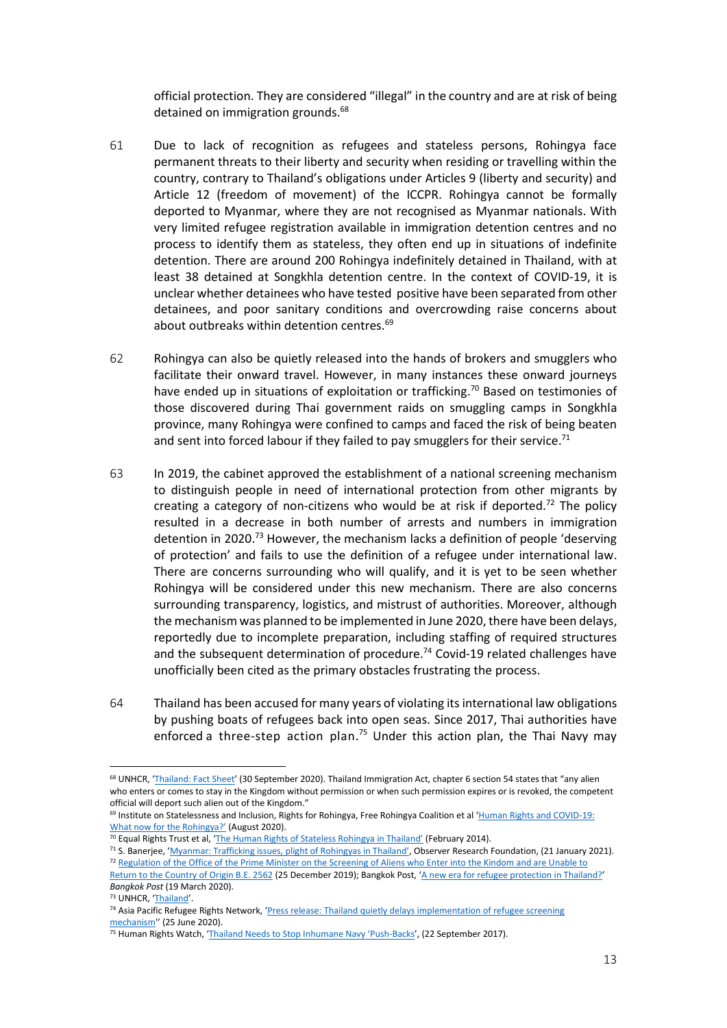official protection. They are considered "illegal" in the country and are at risk of being detained on immigration grounds.[68]

61 Due to lack of recognition as refugees and stateless persons, Rohingya face permanent threats to their liberty and security when residing or travelling within the country, contrary to Thailand's obligations under Articles 9 (liberty and security) and Article 12 (freedom of movement) of the ICCPR. Rohingya cannot be formally deported to Myanmar, where they are not recognised as Myanmar nationals. With very limited refugee registration available in immigration detention centres and no process to identify them as stateless, they often end up in situations of indefinite detention. There are around 200 Rohingya indefinitely detained in Thailand, with at least 38 detained at Songkhla detention centre. In the context of COVID-19, it is unclear whether detainees who have tested positive have been separated from other detainees, and poor sanitary conditions and overcrowding raise concerns about about outbreaks within detention centres.[69]

62 Rohingya can also be quietly released into the hands of brokers and smugglers who facilitate their onward travel. However, in many instances these onward journeys have ended up in situations of exploitation or trafficking.[70] Based on testimonies of those discovered during Thai government raids on smuggling camps in Songkhla province, many Rohingya were confined to camps and faced the risk of being beaten and sent into forced labour if they failed to pay smugglers for their service.[71]

63 In 2019, the cabinet approved the establishment of a national screening mechanism to distinguish people in need of international protection from other migrants by creating a category of non-citizens who would be at risk if deported.[72] The policy resulted in a decrease in both number of arrests and numbers in immigration detention in 2020.[73] However, the mechanism lacks a definition of people 'deserving of protection' and fails to use the definition of a refugee under international law. There are concerns surrounding who will qualify, and it is yet to be seen whether Rohingya will be considered under this new mechanism. There are also concerns surrounding transparency, logistics, and mistrust of authorities. Moreover, although the mechanism was planned to be implemented in June 2020, there have been delays, reportedly due to incomplete preparation, including staffing of required structures and the subsequent determination of procedure.[74] Covid-19 related challenges have unofficially been cited as the primary obstacles frustrating the process.

64 Thailand has been accused for many years of violating its international law obligations by pushing boats of refugees back into open seas. Since 2017, Thai authorities have enforced a three-step action plan.[75] Under this action plan, the Thai Navy may

---

[68] UNHCR, 'Thailand: Fact Sheet' (30 September 2020). Thailand Immigration Act, chapter 6 section 54 states that "any alien who enters or comes to stay in the Kingdom without permission or when such permission expires or is revoked, the competent official will deport such alien out of the Kingdom."

[69] Institute on Statelessness and Inclusion, Rights for Rohingya, Free Rohingya Coalition et al 'Human Rights and COVID-19: What now for the Rohingya?' (August 2020).

[70] Equal Rights Trust et al, 'The Human Rights of Stateless Rohingya in Thailand' (February 2014).

[71] S. Banerjee, 'Myanmar: Trafficking issues, plight of Rohingyas in Thailand', Observer Research Foundation, (21 January 2021).

[72] Regulation of the Office of the Prime Minister on the Screening of Aliens who Enter into the Kindom and are Unable to Return to the Country of Origin B.E. 2562 (25 December 2019); Bangkok Post, 'A new era for refugee protection in Thailand?' *Bangkok Post* (19 March 2020).

[73] UNHCR, 'Thailand'.

[74] Asia Pacific Refugee Rights Network, 'Press release: Thailand quietly delays implementation of refugee screening mechanism'' (25 June 2020).

[75] Human Rights Watch, 'Thailand Needs to Stop Inhumane Navy 'Push-Backs', (22 September 2017).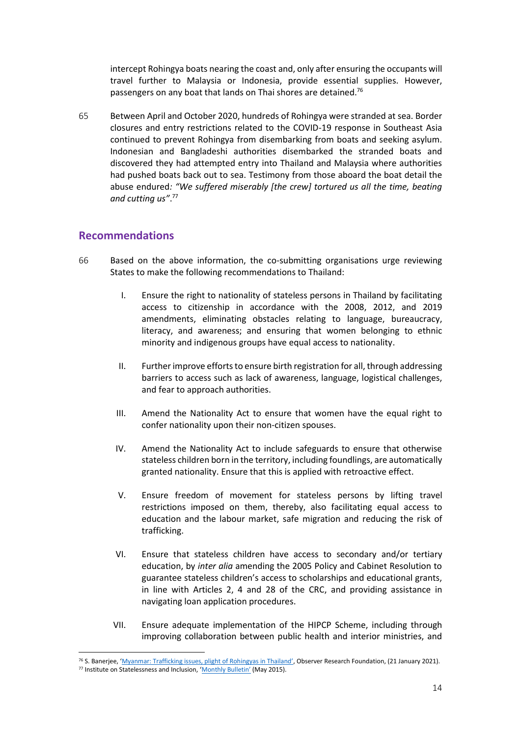intercept Rohingya boats nearing the coast and, only after ensuring the occupants will travel further to Malaysia or Indonesia, provide essential supplies. However, passengers on any boat that lands on Thai shores are detained.[76]

65 Between April and October 2020, hundreds of Rohingya were stranded at sea. Border closures and entry restrictions related to the COVID-19 response in Southeast Asia continued to prevent Rohingya from disembarking from boats and seeking asylum. Indonesian and Bangladeshi authorities disembarked the stranded boats and discovered they had attempted entry into Thailand and Malaysia where authorities had pushed boats back out to sea. Testimony from those aboard the boat detail the abuse endured: *"We suffered miserably [the crew] tortured us all the time, beating and cutting us"*.[77]

## Recommendations

66 Based on the above information, the co-submitting organisations urge reviewing States to make the following recommendations to Thailand:

I. Ensure the right to nationality of stateless persons in Thailand by facilitating access to citizenship in accordance with the 2008, 2012, and 2019 amendments, eliminating obstacles relating to language, bureaucracy, literacy, and awareness; and ensuring that women belonging to ethnic minority and indigenous groups have equal access to nationality.

II. Further improve efforts to ensure birth registration for all, through addressing barriers to access such as lack of awareness, language, logistical challenges, and fear to approach authorities.

III. Amend the Nationality Act to ensure that women have the equal right to confer nationality upon their non-citizen spouses.

IV. Amend the Nationality Act to include safeguards to ensure that otherwise stateless children born in the territory, including foundlings, are automatically granted nationality. Ensure that this is applied with retroactive effect.

V. Ensure freedom of movement for stateless persons by lifting travel restrictions imposed on them, thereby, also facilitating equal access to education and the labour market, safe migration and reducing the risk of trafficking.

VI. Ensure that stateless children have access to secondary and/or tertiary education, by *inter alia* amending the 2005 Policy and Cabinet Resolution to guarantee stateless children's access to scholarships and educational grants, in line with Articles 2, 4 and 28 of the CRC, and providing assistance in navigating loan application procedures.

VII. Ensure adequate implementation of the HIPCP Scheme, including through improving collaboration between public health and interior ministries, and

---

[76] S. Banerjee, 'Myanmar: Trafficking issues, plight of Rohingyas in Thailand', Observer Research Foundation, (21 January 2021).

[77] Institute on Statelessness and Inclusion, 'Monthly Bulletin' (May 2015).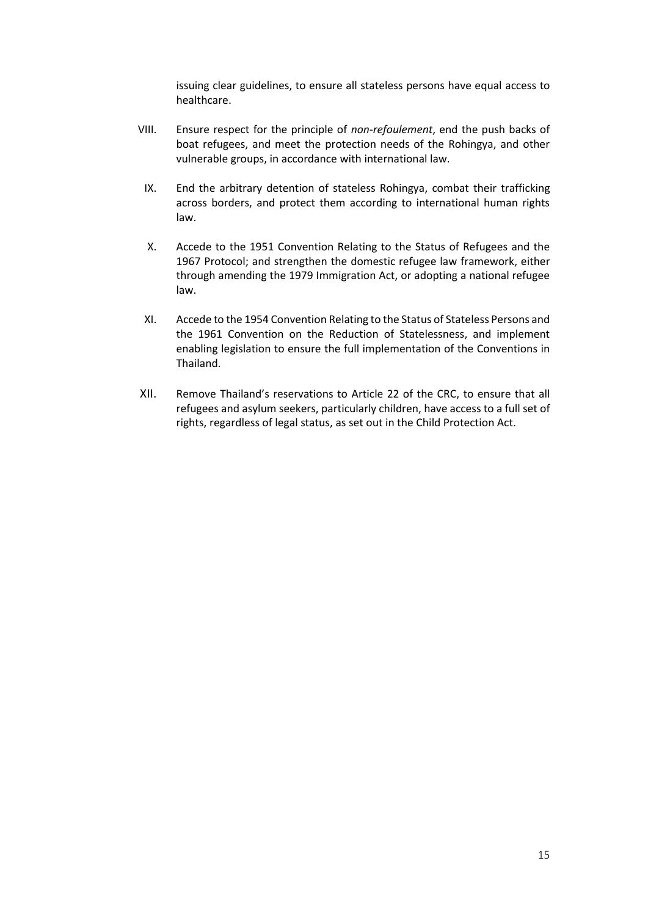issuing clear guidelines, to ensure all stateless persons have equal access to healthcare.

VIII. Ensure respect for the principle of *non-refoulement*, end the push backs of boat refugees, and meet the protection needs of the Rohingya, and other vulnerable groups, in accordance with international law.

IX. End the arbitrary detention of stateless Rohingya, combat their trafficking across borders, and protect them according to international human rights law.

X. Accede to the 1951 Convention Relating to the Status of Refugees and the 1967 Protocol; and strengthen the domestic refugee law framework, either through amending the 1979 Immigration Act, or adopting a national refugee law.

XI. Accede to the 1954 Convention Relating to the Status of Stateless Persons and the 1961 Convention on the Reduction of Statelessness, and implement enabling legislation to ensure the full implementation of the Conventions in Thailand.

XII. Remove Thailand's reservations to Article 22 of the CRC, to ensure that all refugees and asylum seekers, particularly children, have access to a full set of rights, regardless of legal status, as set out in the Child Protection Act.